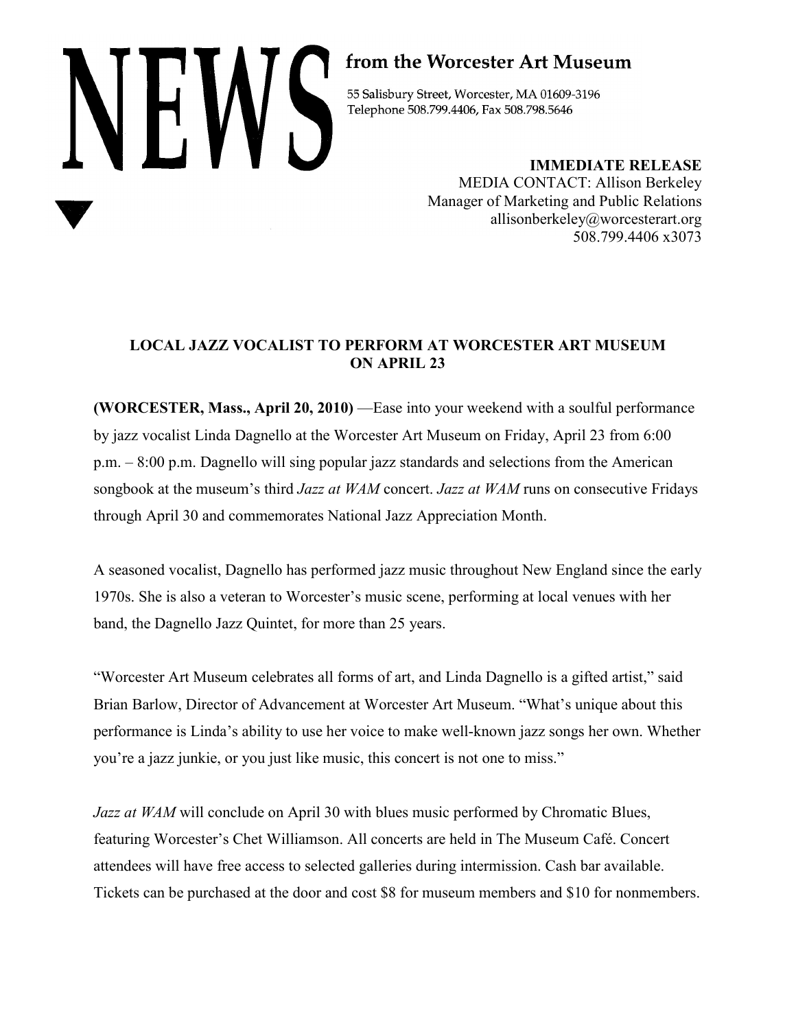# NEWS

**from the Worcester Art Museum**

55 Salisbury Street, Worcester, MA 01609-3196
Telephone 508.799.4406, Fax 508.798.5646

**IMMEDIATE RELEASE**
MEDIA CONTACT: Allison Berkeley
Manager of Marketing and Public Relations
allisonberkeley@worcesterart.org
508.799.4406 x3073

## LOCAL JAZZ VOCALIST TO PERFORM AT WORCESTER ART MUSEUM ON APRIL 23

**(WORCESTER, Mass., April 20, 2010)** —Ease into your weekend with a soulful performance by jazz vocalist Linda Dagnello at the Worcester Art Museum on Friday, April 23 from 6:00 p.m. – 8:00 p.m. Dagnello will sing popular jazz standards and selections from the American songbook at the museum's third *Jazz at WAM* concert. *Jazz at WAM* runs on consecutive Fridays through April 30 and commemorates National Jazz Appreciation Month.

A seasoned vocalist, Dagnello has performed jazz music throughout New England since the early 1970s. She is also a veteran to Worcester's music scene, performing at local venues with her band, the Dagnello Jazz Quintet, for more than 25 years.

"Worcester Art Museum celebrates all forms of art, and Linda Dagnello is a gifted artist," said Brian Barlow, Director of Advancement at Worcester Art Museum. "What's unique about this performance is Linda's ability to use her voice to make well-known jazz songs her own. Whether you're a jazz junkie, or you just like music, this concert is not one to miss."

*Jazz at WAM* will conclude on April 30 with blues music performed by Chromatic Blues, featuring Worcester's Chet Williamson. All concerts are held in The Museum Café. Concert attendees will have free access to selected galleries during intermission. Cash bar available. Tickets can be purchased at the door and cost $8 for museum members and $10 for nonmembers.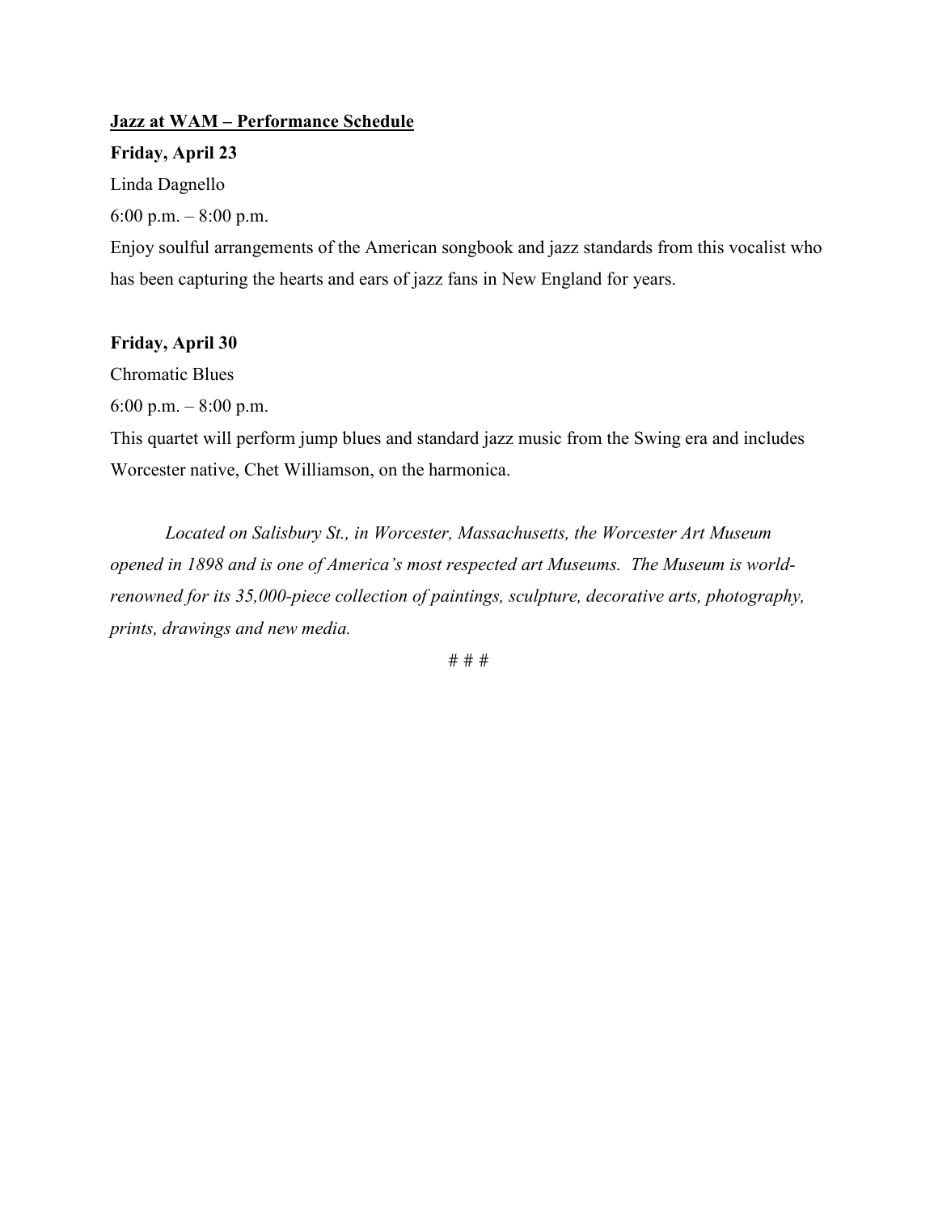**Jazz at WAM – Performance Schedule**

**Friday, April 23**

Linda Dagnello

6:00 p.m. – 8:00 p.m.

Enjoy soulful arrangements of the American songbook and jazz standards from this vocalist who has been capturing the hearts and ears of jazz fans in New England for years.

**Friday, April 30**

Chromatic Blues

6:00 p.m. – 8:00 p.m.

This quartet will perform jump blues and standard jazz music from the Swing era and includes Worcester native, Chet Williamson, on the harmonica.

*Located on Salisbury St., in Worcester, Massachusetts, the Worcester Art Museum opened in 1898 and is one of America's most respected art Museums. The Museum is world-renowned for its 35,000-piece collection of paintings, sculpture, decorative arts, photography, prints, drawings and new media.*

# # #